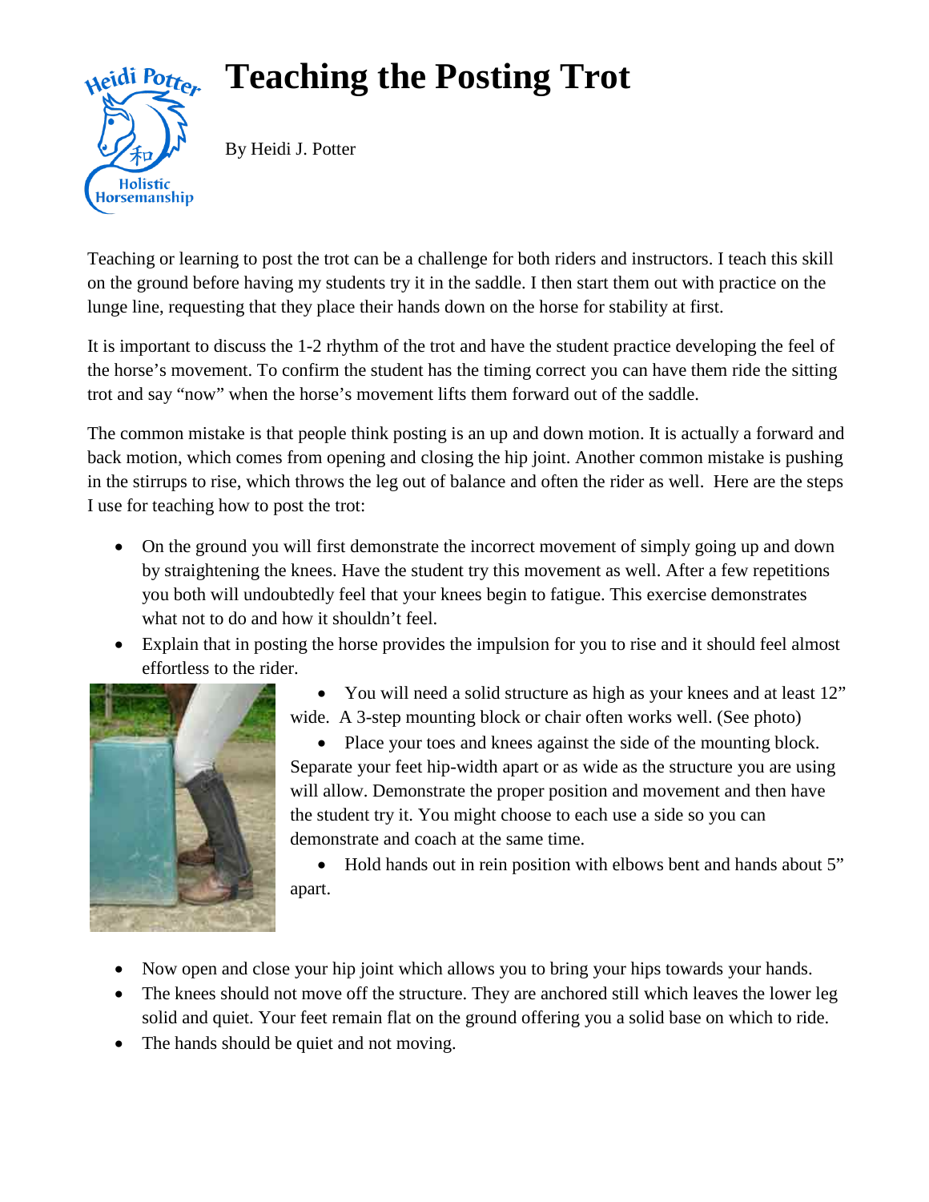# Teaching the Posting Trot

By Heidi J. Potter

Teaching or learning to post the trot can be a challenge for both riders and instructors. I teach this skill on the ground before having my students try it in the saddle. I then start them out with practice on the lunge line, requesting that they place their hands down on the horse for stability at first.

It is important to discuss the 1-2 rhythm of the trot and have the student practice developing the feel of the horse's movement. To confirm the student has the timing correct you can have them ride the sitting trot and say "now" when the horse's movement lifts them forward out of the saddle.

The common mistake is that people think posting is an up and down motion. It is actually a forward and back motion, which comes from opening and closing the hip joint. Another common mistake is pushing in the stirrups to rise, which throws the leg out of balance and often the rider as well. Here are the steps I use for teaching how to post the trot:

- On the ground you will first demonstrate the incorrect movement of simply going up and down by straightening the knees. Have the student try this movement as well. After a few repetitions you both will undoubtedly feel that your knees begin to fatigue. This exercise demonstrates what not to do and how it shouldn't feel.
- Explain that in posting the horse provides the impulsion for you to rise and it should feel almost effortless to the rider.
- You will need a solid structure as high as your knees and at least 12" wide. A 3-step mounting block or chair often works well. (See photo)
- Place your toes and knees against the side of the mounting block. Separate your feet hip-width apart or as wide as the structure you are using will allow. Demonstrate the proper position and movement and then have the student try it. You might choose to each use a side so you can demonstrate and coach at the same time.
- Hold hands out in rein position with elbows bent and hands about 5" apart.
- Now open and close your hip joint which allows you to bring your hips towards your hands.
- The knees should not move off the structure. They are anchored still which leaves the lower leg solid and quiet. Your feet remain flat on the ground offering you a solid base on which to ride.
- The hands should be quiet and not moving.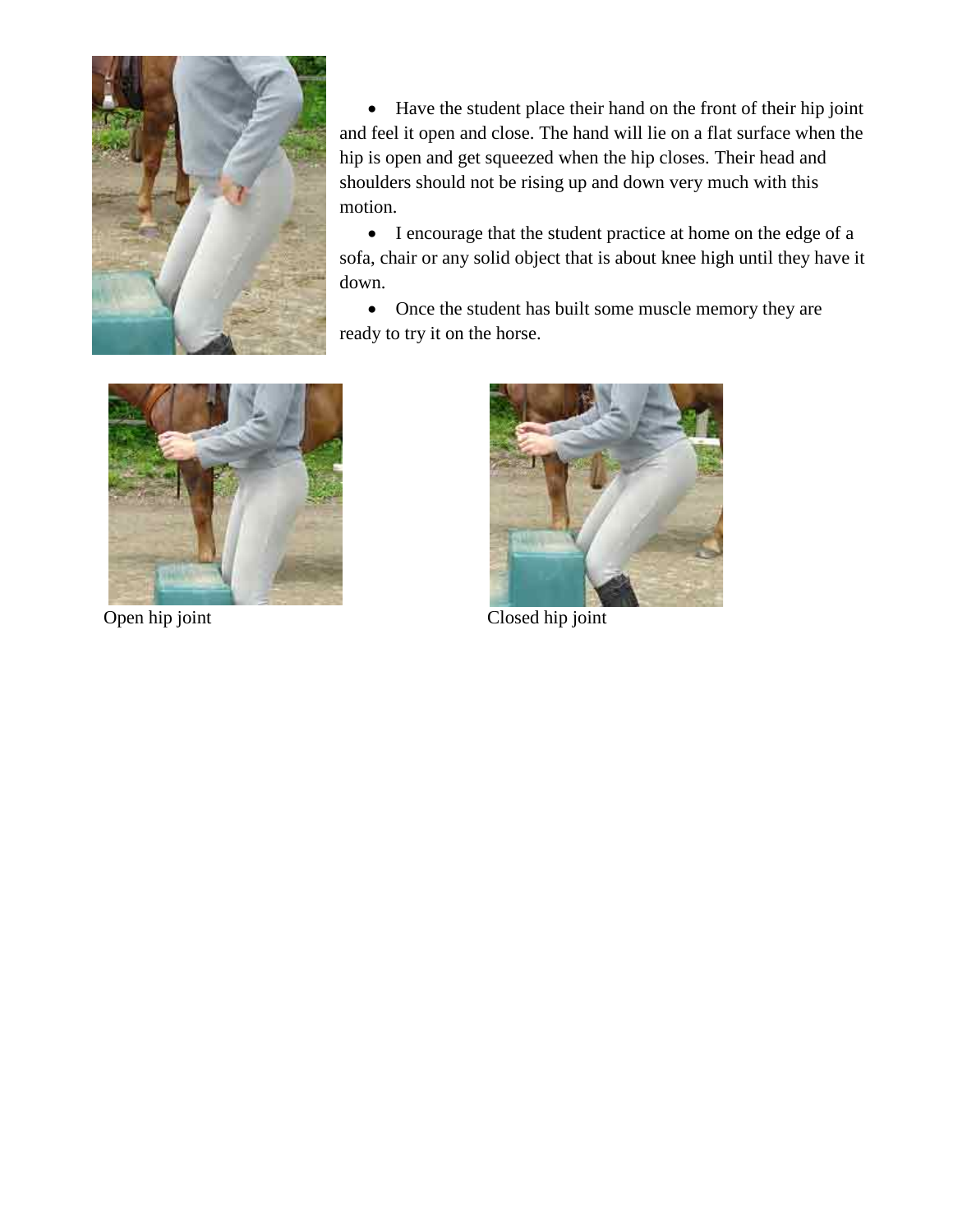- Have the student place their hand on the front of their hip joint and feel it open and close. The hand will lie on a flat surface when the hip is open and get squeezed when the hip closes. Their head and shoulders should not be rising up and down very much with this motion.
- I encourage that the student practice at home on the edge of a sofa, chair or any solid object that is about knee high until they have it down.
- Once the student has built some muscle memory they are ready to try it on the horse.

Open hip joint

Closed hip joint